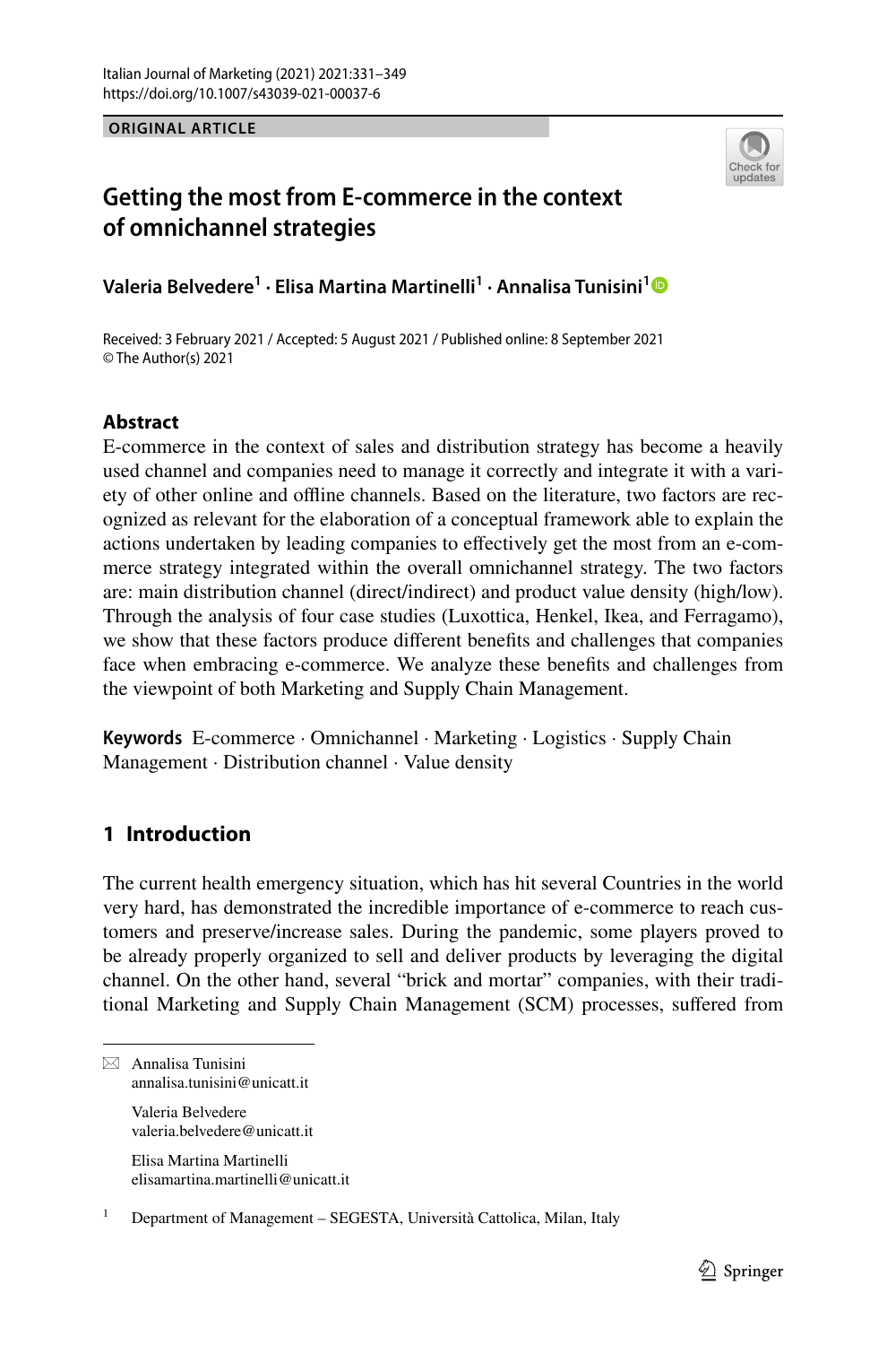ORIGINAL ARTICLE

# Getting the most from E-commerce in the context of omnichannel strategies

**Valeria Belvedere[1] · Elisa Martina Martinelli[1] · Annalisa Tunisini[1]**

Received: 3 February 2021 / Accepted: 5 August 2021 / Published online: 8 September 2021
© The Author(s) 2021

## Abstract

E-commerce in the context of sales and distribution strategy has become a heavily used channel and companies need to manage it correctly and integrate it with a variety of other online and offline channels. Based on the literature, two factors are recognized as relevant for the elaboration of a conceptual framework able to explain the actions undertaken by leading companies to effectively get the most from an e-commerce strategy integrated within the overall omnichannel strategy. The two factors are: main distribution channel (direct/indirect) and product value density (high/low). Through the analysis of four case studies (Luxottica, Henkel, Ikea, and Ferragamo), we show that these factors produce different benefits and challenges that companies face when embracing e-commerce. We analyze these benefits and challenges from the viewpoint of both Marketing and Supply Chain Management.

**Keywords** E-commerce · Omnichannel · Marketing · Logistics · Supply Chain Management · Distribution channel · Value density

## 1 Introduction

The current health emergency situation, which has hit several Countries in the world very hard, has demonstrated the incredible importance of e-commerce to reach customers and preserve/increase sales. During the pandemic, some players proved to be already properly organized to sell and deliver products by leveraging the digital channel. On the other hand, several "brick and mortar" companies, with their traditional Marketing and Supply Chain Management (SCM) processes, suffered from

---

✉ Annalisa Tunisini
annalisa.tunisini@unicatt.it

Valeria Belvedere
valeria.belvedere@unicatt.it

Elisa Martina Martinelli
elisamartina.martinelli@unicatt.it

[1] Department of Management – SEGESTA, Università Cattolica, Milan, Italy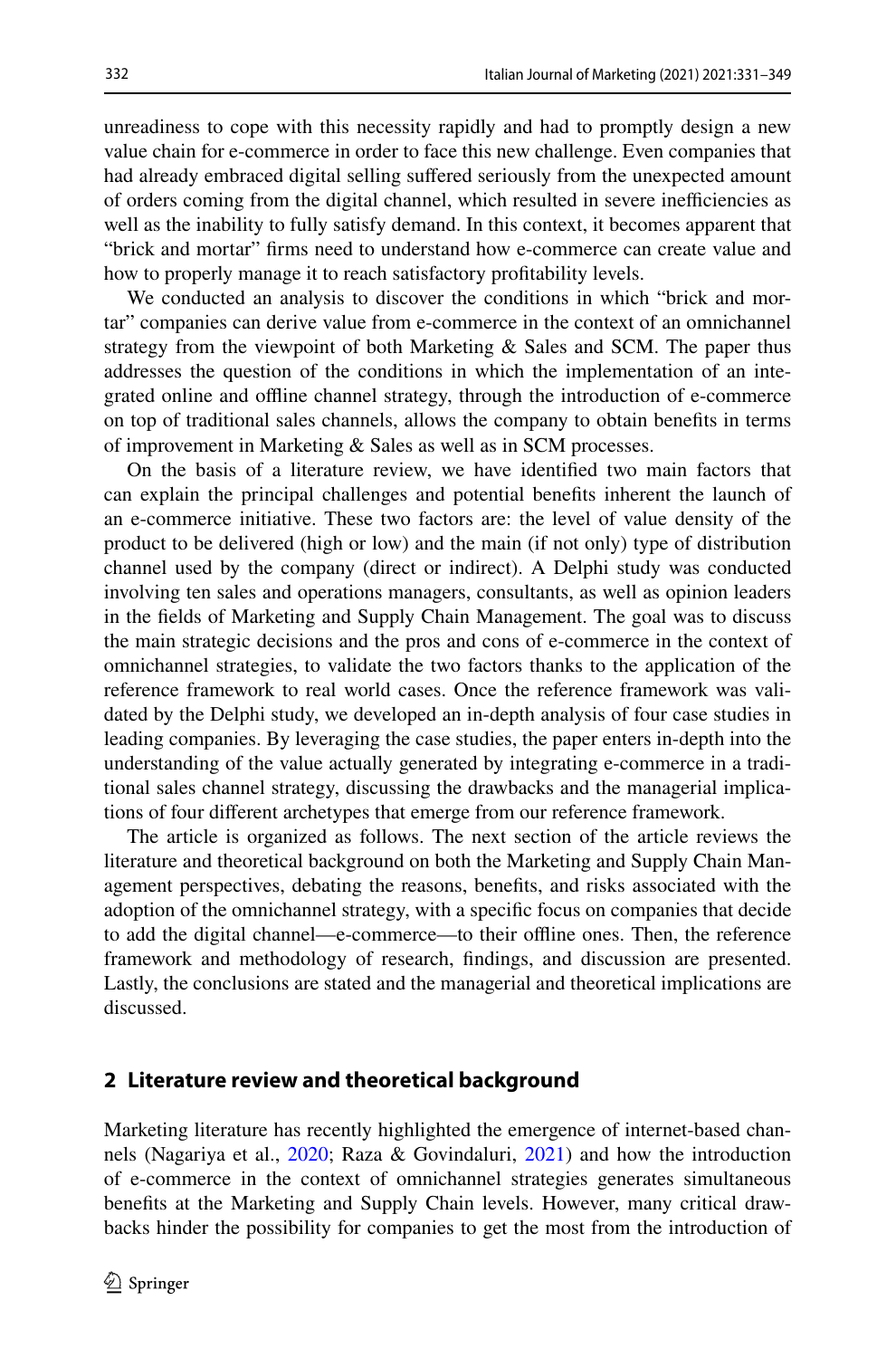unreadiness to cope with this necessity rapidly and had to promptly design a new value chain for e-commerce in order to face this new challenge. Even companies that had already embraced digital selling suffered seriously from the unexpected amount of orders coming from the digital channel, which resulted in severe inefficiencies as well as the inability to fully satisfy demand. In this context, it becomes apparent that "brick and mortar" firms need to understand how e-commerce can create value and how to properly manage it to reach satisfactory profitability levels.

We conducted an analysis to discover the conditions in which "brick and mortar" companies can derive value from e-commerce in the context of an omnichannel strategy from the viewpoint of both Marketing & Sales and SCM. The paper thus addresses the question of the conditions in which the implementation of an integrated online and offline channel strategy, through the introduction of e-commerce on top of traditional sales channels, allows the company to obtain benefits in terms of improvement in Marketing & Sales as well as in SCM processes.

On the basis of a literature review, we have identified two main factors that can explain the principal challenges and potential benefits inherent the launch of an e-commerce initiative. These two factors are: the level of value density of the product to be delivered (high or low) and the main (if not only) type of distribution channel used by the company (direct or indirect). A Delphi study was conducted involving ten sales and operations managers, consultants, as well as opinion leaders in the fields of Marketing and Supply Chain Management. The goal was to discuss the main strategic decisions and the pros and cons of e-commerce in the context of omnichannel strategies, to validate the two factors thanks to the application of the reference framework to real world cases. Once the reference framework was validated by the Delphi study, we developed an in-depth analysis of four case studies in leading companies. By leveraging the case studies, the paper enters in-depth into the understanding of the value actually generated by integrating e-commerce in a traditional sales channel strategy, discussing the drawbacks and the managerial implications of four different archetypes that emerge from our reference framework.

The article is organized as follows. The next section of the article reviews the literature and theoretical background on both the Marketing and Supply Chain Management perspectives, debating the reasons, benefits, and risks associated with the adoption of the omnichannel strategy, with a specific focus on companies that decide to add the digital channel—e-commerce—to their offline ones. Then, the reference framework and methodology of research, findings, and discussion are presented. Lastly, the conclusions are stated and the managerial and theoretical implications are discussed.

## 2 Literature review and theoretical background

Marketing literature has recently highlighted the emergence of internet-based channels (Nagariya et al., 2020; Raza & Govindaluri, 2021) and how the introduction of e-commerce in the context of omnichannel strategies generates simultaneous benefits at the Marketing and Supply Chain levels. However, many critical drawbacks hinder the possibility for companies to get the most from the introduction of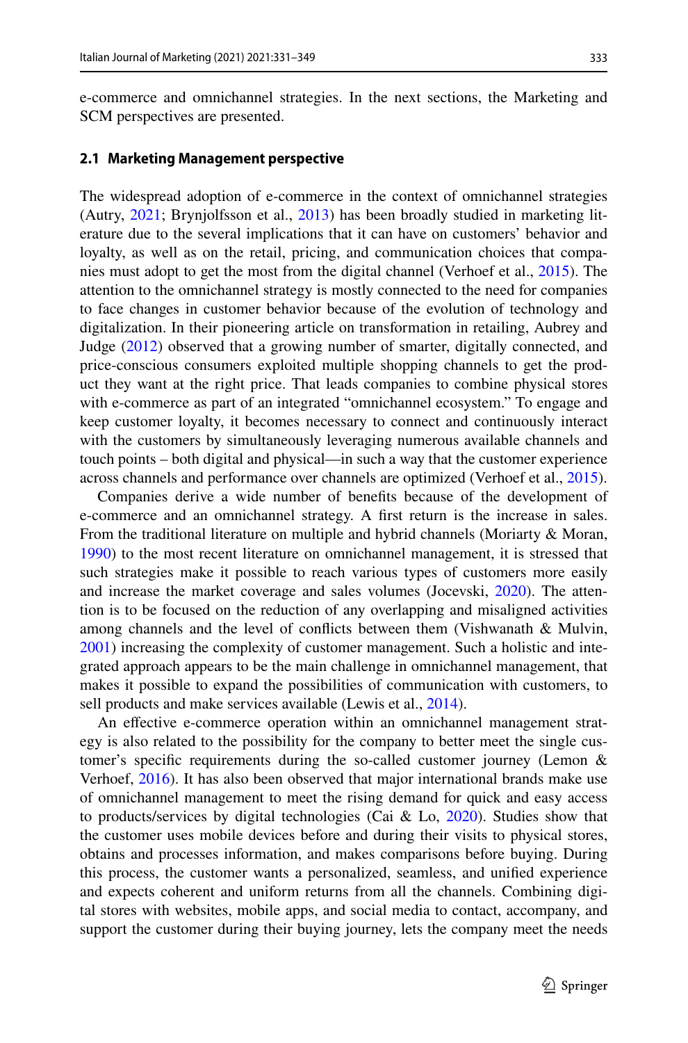e-commerce and omnichannel strategies. In the next sections, the Marketing and SCM perspectives are presented.

### 2.1 Marketing Management perspective

The widespread adoption of e-commerce in the context of omnichannel strategies (Autry, 2021; Brynjolfsson et al., 2013) has been broadly studied in marketing literature due to the several implications that it can have on customers' behavior and loyalty, as well as on the retail, pricing, and communication choices that companies must adopt to get the most from the digital channel (Verhoef et al., 2015). The attention to the omnichannel strategy is mostly connected to the need for companies to face changes in customer behavior because of the evolution of technology and digitalization. In their pioneering article on transformation in retailing, Aubrey and Judge (2012) observed that a growing number of smarter, digitally connected, and price-conscious consumers exploited multiple shopping channels to get the product they want at the right price. That leads companies to combine physical stores with e-commerce as part of an integrated "omnichannel ecosystem." To engage and keep customer loyalty, it becomes necessary to connect and continuously interact with the customers by simultaneously leveraging numerous available channels and touch points – both digital and physical—in such a way that the customer experience across channels and performance over channels are optimized (Verhoef et al., 2015).

Companies derive a wide number of benefits because of the development of e-commerce and an omnichannel strategy. A first return is the increase in sales. From the traditional literature on multiple and hybrid channels (Moriarty & Moran, 1990) to the most recent literature on omnichannel management, it is stressed that such strategies make it possible to reach various types of customers more easily and increase the market coverage and sales volumes (Jocevski, 2020). The attention is to be focused on the reduction of any overlapping and misaligned activities among channels and the level of conflicts between them (Vishwanath & Mulvin, 2001) increasing the complexity of customer management. Such a holistic and integrated approach appears to be the main challenge in omnichannel management, that makes it possible to expand the possibilities of communication with customers, to sell products and make services available (Lewis et al., 2014).

An effective e-commerce operation within an omnichannel management strategy is also related to the possibility for the company to better meet the single customer's specific requirements during the so-called customer journey (Lemon & Verhoef, 2016). It has also been observed that major international brands make use of omnichannel management to meet the rising demand for quick and easy access to products/services by digital technologies (Cai & Lo, 2020). Studies show that the customer uses mobile devices before and during their visits to physical stores, obtains and processes information, and makes comparisons before buying. During this process, the customer wants a personalized, seamless, and unified experience and expects coherent and uniform returns from all the channels. Combining digital stores with websites, mobile apps, and social media to contact, accompany, and support the customer during their buying journey, lets the company meet the needs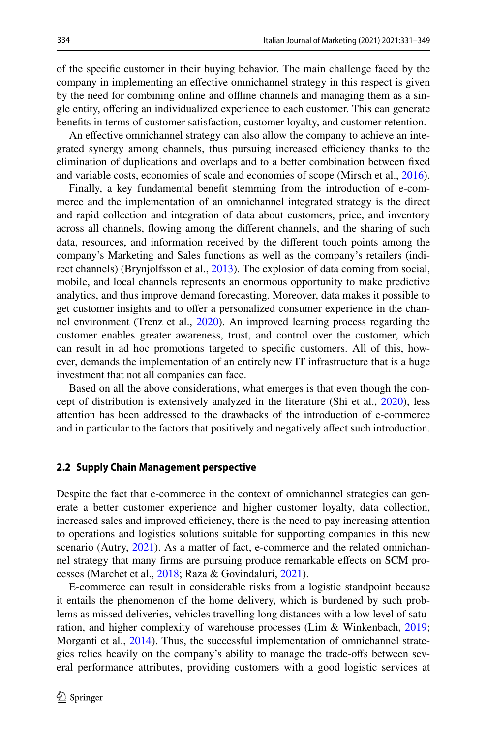of the specific customer in their buying behavior. The main challenge faced by the company in implementing an effective omnichannel strategy in this respect is given by the need for combining online and offline channels and managing them as a single entity, offering an individualized experience to each customer. This can generate benefits in terms of customer satisfaction, customer loyalty, and customer retention.

An effective omnichannel strategy can also allow the company to achieve an integrated synergy among channels, thus pursuing increased efficiency thanks to the elimination of duplications and overlaps and to a better combination between fixed and variable costs, economies of scale and economies of scope (Mirsch et al., 2016).

Finally, a key fundamental benefit stemming from the introduction of e-commerce and the implementation of an omnichannel integrated strategy is the direct and rapid collection and integration of data about customers, price, and inventory across all channels, flowing among the different channels, and the sharing of such data, resources, and information received by the different touch points among the company's Marketing and Sales functions as well as the company's retailers (indirect channels) (Brynjolfsson et al., 2013). The explosion of data coming from social, mobile, and local channels represents an enormous opportunity to make predictive analytics, and thus improve demand forecasting. Moreover, data makes it possible to get customer insights and to offer a personalized consumer experience in the channel environment (Trenz et al., 2020). An improved learning process regarding the customer enables greater awareness, trust, and control over the customer, which can result in ad hoc promotions targeted to specific customers. All of this, however, demands the implementation of an entirely new IT infrastructure that is a huge investment that not all companies can face.

Based on all the above considerations, what emerges is that even though the concept of distribution is extensively analyzed in the literature (Shi et al., 2020), less attention has been addressed to the drawbacks of the introduction of e-commerce and in particular to the factors that positively and negatively affect such introduction.

### 2.2 Supply Chain Management perspective

Despite the fact that e-commerce in the context of omnichannel strategies can generate a better customer experience and higher customer loyalty, data collection, increased sales and improved efficiency, there is the need to pay increasing attention to operations and logistics solutions suitable for supporting companies in this new scenario (Autry, 2021). As a matter of fact, e-commerce and the related omnichannel strategy that many firms are pursuing produce remarkable effects on SCM processes (Marchet et al., 2018; Raza & Govindaluri, 2021).

E-commerce can result in considerable risks from a logistic standpoint because it entails the phenomenon of the home delivery, which is burdened by such problems as missed deliveries, vehicles travelling long distances with a low level of saturation, and higher complexity of warehouse processes (Lim & Winkenbach, 2019; Morganti et al., 2014). Thus, the successful implementation of omnichannel strategies relies heavily on the company's ability to manage the trade-offs between several performance attributes, providing customers with a good logistic services at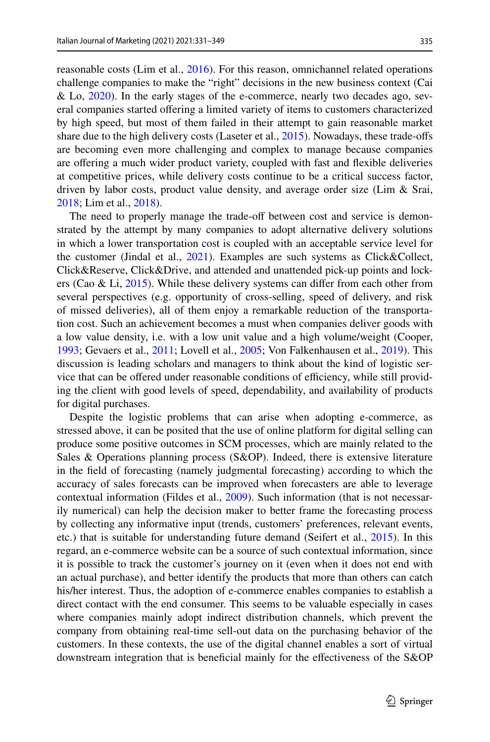reasonable costs (Lim et al., 2016). For this reason, omnichannel related operations challenge companies to make the "right" decisions in the new business context (Cai & Lo, 2020). In the early stages of the e-commerce, nearly two decades ago, several companies started offering a limited variety of items to customers characterized by high speed, but most of them failed in their attempt to gain reasonable market share due to the high delivery costs (Laseter et al., 2015). Nowadays, these trade-offs are becoming even more challenging and complex to manage because companies are offering a much wider product variety, coupled with fast and flexible deliveries at competitive prices, while delivery costs continue to be a critical success factor, driven by labor costs, product value density, and average order size (Lim & Srai, 2018; Lim et al., 2018).

The need to properly manage the trade-off between cost and service is demonstrated by the attempt by many companies to adopt alternative delivery solutions in which a lower transportation cost is coupled with an acceptable service level for the customer (Jindal et al., 2021). Examples are such systems as Click&Collect, Click&Reserve, Click&Drive, and attended and unattended pick-up points and lockers (Cao & Li, 2015). While these delivery systems can differ from each other from several perspectives (e.g. opportunity of cross-selling, speed of delivery, and risk of missed deliveries), all of them enjoy a remarkable reduction of the transportation cost. Such an achievement becomes a must when companies deliver goods with a low value density, i.e. with a low unit value and a high volume/weight (Cooper, 1993; Gevaers et al., 2011; Lovell et al., 2005; Von Falkenhausen et al., 2019). This discussion is leading scholars and managers to think about the kind of logistic service that can be offered under reasonable conditions of efficiency, while still providing the client with good levels of speed, dependability, and availability of products for digital purchases.

Despite the logistic problems that can arise when adopting e-commerce, as stressed above, it can be posited that the use of online platform for digital selling can produce some positive outcomes in SCM processes, which are mainly related to the Sales & Operations planning process (S&OP). Indeed, there is extensive literature in the field of forecasting (namely judgmental forecasting) according to which the accuracy of sales forecasts can be improved when forecasters are able to leverage contextual information (Fildes et al., 2009). Such information (that is not necessarily numerical) can help the decision maker to better frame the forecasting process by collecting any informative input (trends, customers' preferences, relevant events, etc.) that is suitable for understanding future demand (Seifert et al., 2015). In this regard, an e-commerce website can be a source of such contextual information, since it is possible to track the customer's journey on it (even when it does not end with an actual purchase), and better identify the products that more than others can catch his/her interest. Thus, the adoption of e-commerce enables companies to establish a direct contact with the end consumer. This seems to be valuable especially in cases where companies mainly adopt indirect distribution channels, which prevent the company from obtaining real-time sell-out data on the purchasing behavior of the customers. In these contexts, the use of the digital channel enables a sort of virtual downstream integration that is beneficial mainly for the effectiveness of the S&OP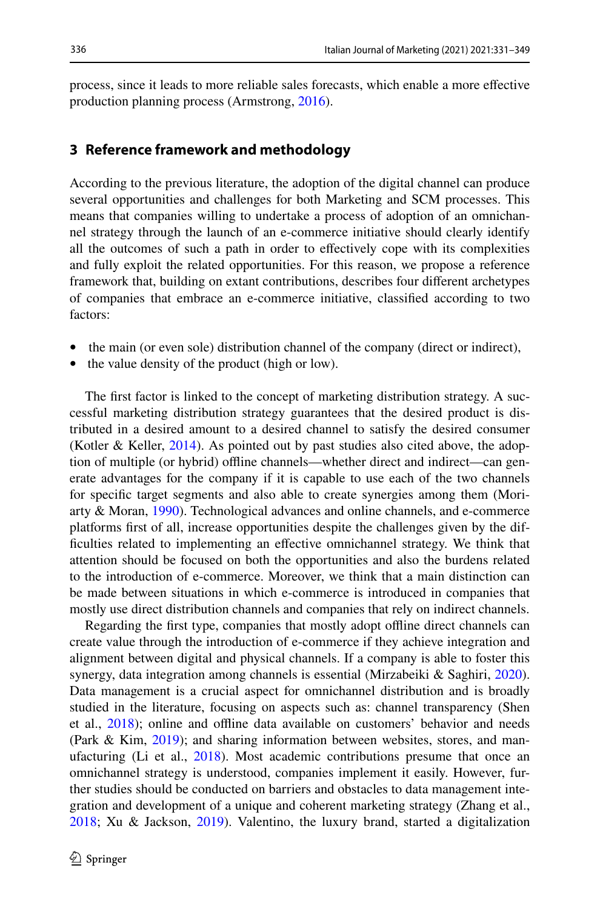process, since it leads to more reliable sales forecasts, which enable a more effective production planning process (Armstrong, 2016).

## 3 Reference framework and methodology

According to the previous literature, the adoption of the digital channel can produce several opportunities and challenges for both Marketing and SCM processes. This means that companies willing to undertake a process of adoption of an omnichannel strategy through the launch of an e-commerce initiative should clearly identify all the outcomes of such a path in order to effectively cope with its complexities and fully exploit the related opportunities. For this reason, we propose a reference framework that, building on extant contributions, describes four different archetypes of companies that embrace an e-commerce initiative, classified according to two factors:

- the main (or even sole) distribution channel of the company (direct or indirect),
- the value density of the product (high or low).

The first factor is linked to the concept of marketing distribution strategy. A successful marketing distribution strategy guarantees that the desired product is distributed in a desired amount to a desired channel to satisfy the desired consumer (Kotler & Keller, 2014). As pointed out by past studies also cited above, the adoption of multiple (or hybrid) offline channels—whether direct and indirect—can generate advantages for the company if it is capable to use each of the two channels for specific target segments and also able to create synergies among them (Moriarty & Moran, 1990). Technological advances and online channels, and e-commerce platforms first of all, increase opportunities despite the challenges given by the difficulties related to implementing an effective omnichannel strategy. We think that attention should be focused on both the opportunities and also the burdens related to the introduction of e-commerce. Moreover, we think that a main distinction can be made between situations in which e-commerce is introduced in companies that mostly use direct distribution channels and companies that rely on indirect channels.

Regarding the first type, companies that mostly adopt offline direct channels can create value through the introduction of e-commerce if they achieve integration and alignment between digital and physical channels. If a company is able to foster this synergy, data integration among channels is essential (Mirzabeiki & Saghiri, 2020). Data management is a crucial aspect for omnichannel distribution and is broadly studied in the literature, focusing on aspects such as: channel transparency (Shen et al., 2018); online and offline data available on customers' behavior and needs (Park & Kim, 2019); and sharing information between websites, stores, and manufacturing (Li et al., 2018). Most academic contributions presume that once an omnichannel strategy is understood, companies implement it easily. However, further studies should be conducted on barriers and obstacles to data management integration and development of a unique and coherent marketing strategy (Zhang et al., 2018; Xu & Jackson, 2019). Valentino, the luxury brand, started a digitalization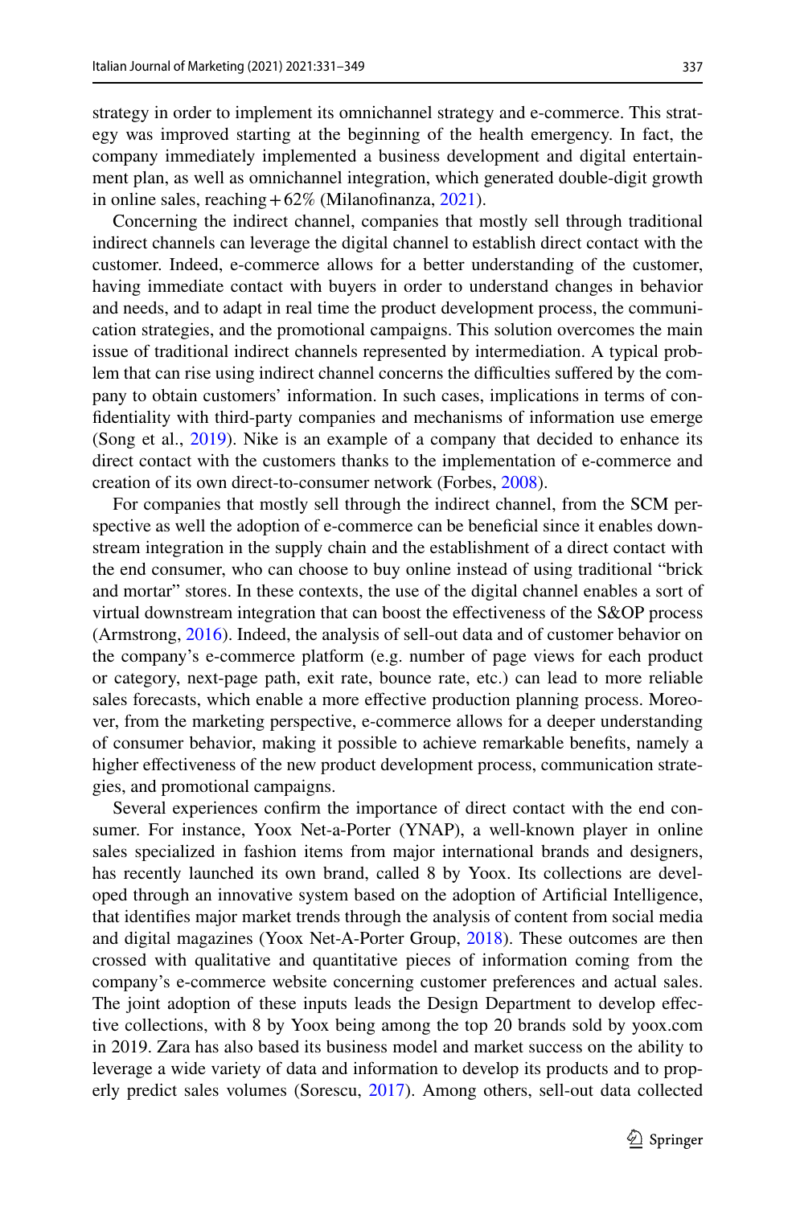strategy in order to implement its omnichannel strategy and e-commerce. This strategy was improved starting at the beginning of the health emergency. In fact, the company immediately implemented a business development and digital entertainment plan, as well as omnichannel integration, which generated double-digit growth in online sales, reaching + 62% (Milanofinanza, 2021).

Concerning the indirect channel, companies that mostly sell through traditional indirect channels can leverage the digital channel to establish direct contact with the customer. Indeed, e-commerce allows for a better understanding of the customer, having immediate contact with buyers in order to understand changes in behavior and needs, and to adapt in real time the product development process, the communication strategies, and the promotional campaigns. This solution overcomes the main issue of traditional indirect channels represented by intermediation. A typical problem that can rise using indirect channel concerns the difficulties suffered by the company to obtain customers' information. In such cases, implications in terms of confidentiality with third-party companies and mechanisms of information use emerge (Song et al., 2019). Nike is an example of a company that decided to enhance its direct contact with the customers thanks to the implementation of e-commerce and creation of its own direct-to-consumer network (Forbes, 2008).

For companies that mostly sell through the indirect channel, from the SCM perspective as well the adoption of e-commerce can be beneficial since it enables downstream integration in the supply chain and the establishment of a direct contact with the end consumer, who can choose to buy online instead of using traditional "brick and mortar" stores. In these contexts, the use of the digital channel enables a sort of virtual downstream integration that can boost the effectiveness of the S&OP process (Armstrong, 2016). Indeed, the analysis of sell-out data and of customer behavior on the company's e-commerce platform (e.g. number of page views for each product or category, next-page path, exit rate, bounce rate, etc.) can lead to more reliable sales forecasts, which enable a more effective production planning process. Moreover, from the marketing perspective, e-commerce allows for a deeper understanding of consumer behavior, making it possible to achieve remarkable benefits, namely a higher effectiveness of the new product development process, communication strategies, and promotional campaigns.

Several experiences confirm the importance of direct contact with the end consumer. For instance, Yoox Net-a-Porter (YNAP), a well-known player in online sales specialized in fashion items from major international brands and designers, has recently launched its own brand, called 8 by Yoox. Its collections are developed through an innovative system based on the adoption of Artificial Intelligence, that identifies major market trends through the analysis of content from social media and digital magazines (Yoox Net-A-Porter Group, 2018). These outcomes are then crossed with qualitative and quantitative pieces of information coming from the company's e-commerce website concerning customer preferences and actual sales. The joint adoption of these inputs leads the Design Department to develop effective collections, with 8 by Yoox being among the top 20 brands sold by yoox.com in 2019. Zara has also based its business model and market success on the ability to leverage a wide variety of data and information to develop its products and to properly predict sales volumes (Sorescu, 2017). Among others, sell-out data collected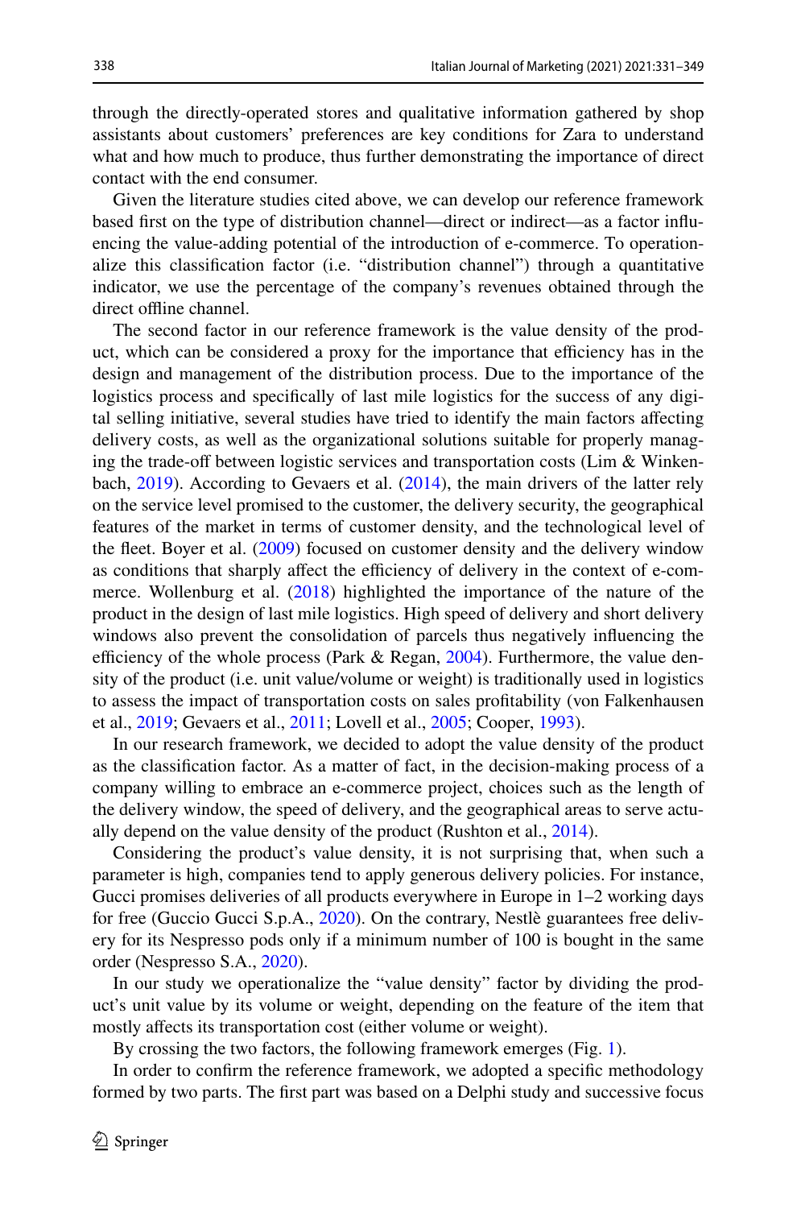through the directly-operated stores and qualitative information gathered by shop assistants about customers' preferences are key conditions for Zara to understand what and how much to produce, thus further demonstrating the importance of direct contact with the end consumer.

Given the literature studies cited above, we can develop our reference framework based first on the type of distribution channel—direct or indirect—as a factor influencing the value-adding potential of the introduction of e-commerce. To operationalize this classification factor (i.e. "distribution channel") through a quantitative indicator, we use the percentage of the company's revenues obtained through the direct offline channel.

The second factor in our reference framework is the value density of the product, which can be considered a proxy for the importance that efficiency has in the design and management of the distribution process. Due to the importance of the logistics process and specifically of last mile logistics for the success of any digital selling initiative, several studies have tried to identify the main factors affecting delivery costs, as well as the organizational solutions suitable for properly managing the trade-off between logistic services and transportation costs (Lim & Winkenbach, 2019). According to Gevaers et al. (2014), the main drivers of the latter rely on the service level promised to the customer, the delivery security, the geographical features of the market in terms of customer density, and the technological level of the fleet. Boyer et al. (2009) focused on customer density and the delivery window as conditions that sharply affect the efficiency of delivery in the context of e-commerce. Wollenburg et al. (2018) highlighted the importance of the nature of the product in the design of last mile logistics. High speed of delivery and short delivery windows also prevent the consolidation of parcels thus negatively influencing the efficiency of the whole process (Park & Regan, 2004). Furthermore, the value density of the product (i.e. unit value/volume or weight) is traditionally used in logistics to assess the impact of transportation costs on sales profitability (von Falkenhausen et al., 2019; Gevaers et al., 2011; Lovell et al., 2005; Cooper, 1993).

In our research framework, we decided to adopt the value density of the product as the classification factor. As a matter of fact, in the decision-making process of a company willing to embrace an e-commerce project, choices such as the length of the delivery window, the speed of delivery, and the geographical areas to serve actually depend on the value density of the product (Rushton et al., 2014).

Considering the product's value density, it is not surprising that, when such a parameter is high, companies tend to apply generous delivery policies. For instance, Gucci promises deliveries of all products everywhere in Europe in 1–2 working days for free (Guccio Gucci S.p.A., 2020). On the contrary, Nestlè guarantees free delivery for its Nespresso pods only if a minimum number of 100 is bought in the same order (Nespresso S.A., 2020).

In our study we operationalize the "value density" factor by dividing the product's unit value by its volume or weight, depending on the feature of the item that mostly affects its transportation cost (either volume or weight).

By crossing the two factors, the following framework emerges (Fig. 1).

In order to confirm the reference framework, we adopted a specific methodology formed by two parts. The first part was based on a Delphi study and successive focus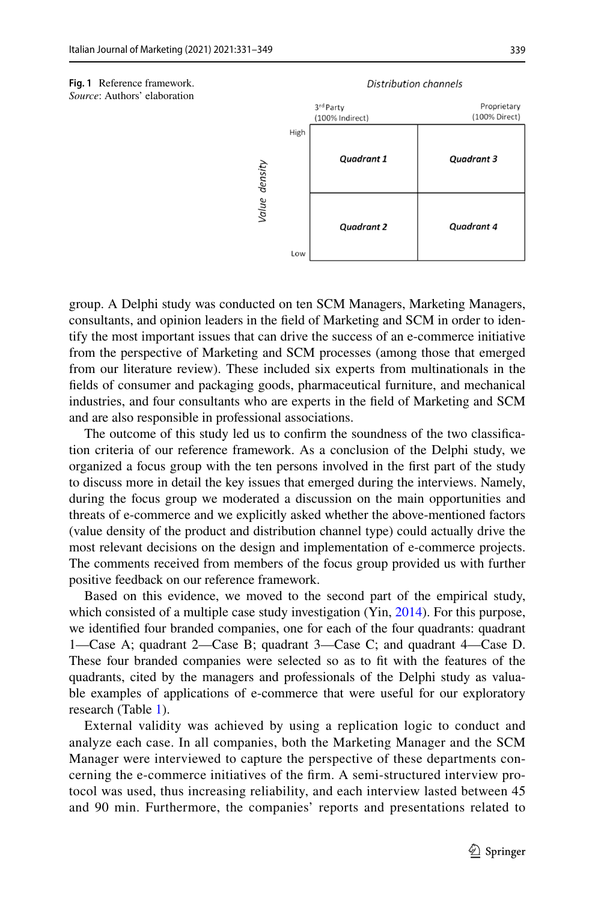**Fig. 1** Reference framework. *Source*: Authors' elaboration

| | 3rd Party (100% Indirect) | Proprietary (100% Direct) |
|---|---|---|
| High | ***Quadrant 1*** | ***Quadrant 3*** |
| Low | ***Quadrant 2*** | ***Quadrant 4*** |

*Distribution channels* (horizontal axis); *Value density* (vertical axis)

group. A Delphi study was conducted on ten SCM Managers, Marketing Managers, consultants, and opinion leaders in the field of Marketing and SCM in order to identify the most important issues that can drive the success of an e-commerce initiative from the perspective of Marketing and SCM processes (among those that emerged from our literature review). These included six experts from multinationals in the fields of consumer and packaging goods, pharmaceutical furniture, and mechanical industries, and four consultants who are experts in the field of Marketing and SCM and are also responsible in professional associations.

The outcome of this study led us to confirm the soundness of the two classification criteria of our reference framework. As a conclusion of the Delphi study, we organized a focus group with the ten persons involved in the first part of the study to discuss more in detail the key issues that emerged during the interviews. Namely, during the focus group we moderated a discussion on the main opportunities and threats of e-commerce and we explicitly asked whether the above-mentioned factors (value density of the product and distribution channel type) could actually drive the most relevant decisions on the design and implementation of e-commerce projects. The comments received from members of the focus group provided us with further positive feedback on our reference framework.

Based on this evidence, we moved to the second part of the empirical study, which consisted of a multiple case study investigation (Yin, 2014). For this purpose, we identified four branded companies, one for each of the four quadrants: quadrant 1—Case A; quadrant 2—Case B; quadrant 3—Case C; and quadrant 4—Case D. These four branded companies were selected so as to fit with the features of the quadrants, cited by the managers and professionals of the Delphi study as valuable examples of applications of e-commerce that were useful for our exploratory research (Table 1).

External validity was achieved by using a replication logic to conduct and analyze each case. In all companies, both the Marketing Manager and the SCM Manager were interviewed to capture the perspective of these departments concerning the e-commerce initiatives of the firm. A semi-structured interview protocol was used, thus increasing reliability, and each interview lasted between 45 and 90 min. Furthermore, the companies' reports and presentations related to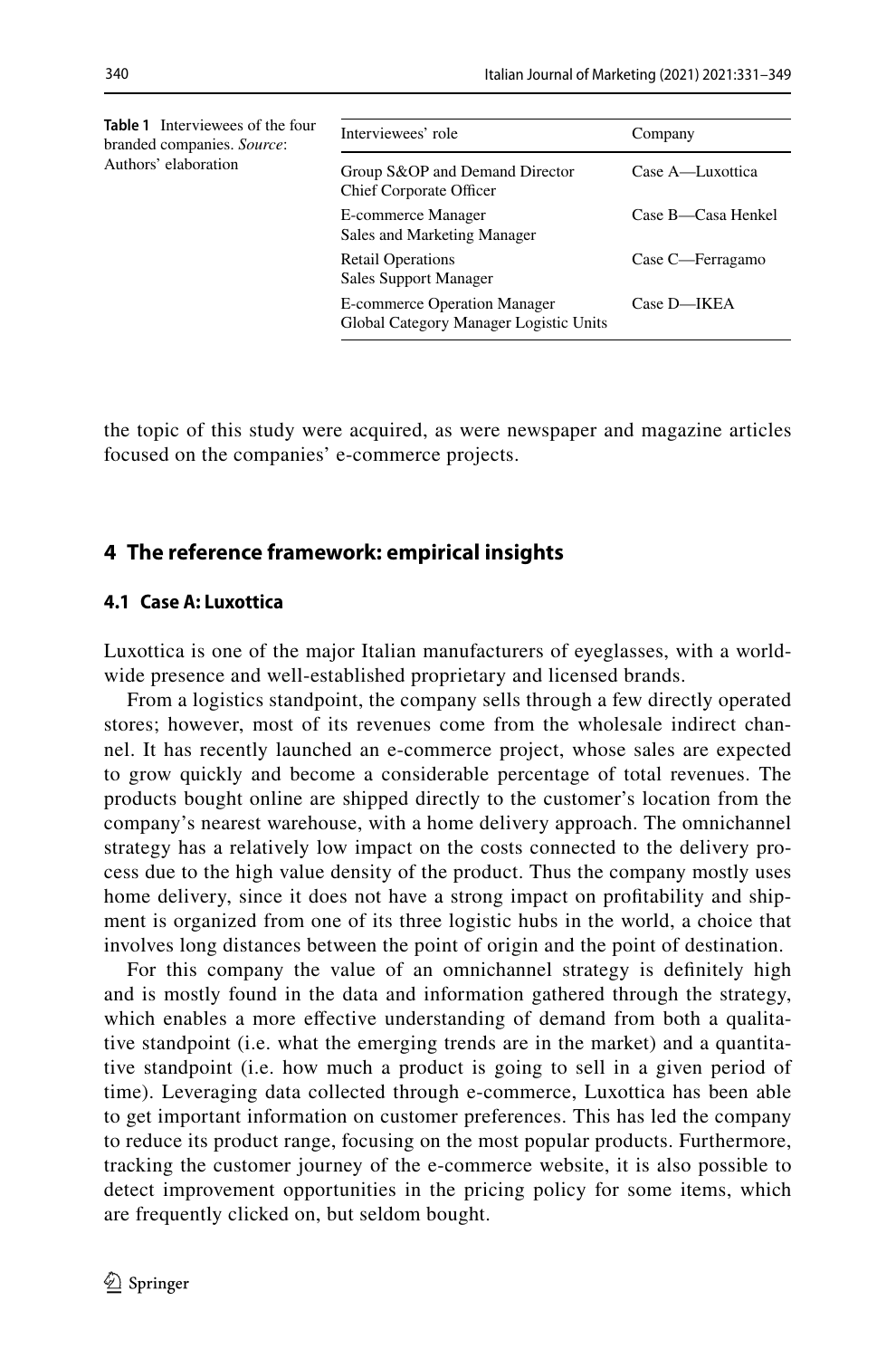**Table 1** Interviewees of the four branded companies. *Source*: Authors' elaboration

| Interviewees' role | Company |
|---|---|
| Group S&OP and Demand Director<br>Chief Corporate Officer | Case A—Luxottica |
| E-commerce Manager<br>Sales and Marketing Manager | Case B—Casa Henkel |
| Retail Operations<br>Sales Support Manager | Case C—Ferragamo |
| E-commerce Operation Manager<br>Global Category Manager Logistic Units | Case D—IKEA |

the topic of this study were acquired, as were newspaper and magazine articles focused on the companies' e-commerce projects.

## 4 The reference framework: empirical insights

### 4.1 Case A: Luxottica

Luxottica is one of the major Italian manufacturers of eyeglasses, with a worldwide presence and well-established proprietary and licensed brands.

From a logistics standpoint, the company sells through a few directly operated stores; however, most of its revenues come from the wholesale indirect channel. It has recently launched an e-commerce project, whose sales are expected to grow quickly and become a considerable percentage of total revenues. The products bought online are shipped directly to the customer's location from the company's nearest warehouse, with a home delivery approach. The omnichannel strategy has a relatively low impact on the costs connected to the delivery process due to the high value density of the product. Thus the company mostly uses home delivery, since it does not have a strong impact on profitability and shipment is organized from one of its three logistic hubs in the world, a choice that involves long distances between the point of origin and the point of destination.

For this company the value of an omnichannel strategy is definitely high and is mostly found in the data and information gathered through the strategy, which enables a more effective understanding of demand from both a qualitative standpoint (i.e. what the emerging trends are in the market) and a quantitative standpoint (i.e. how much a product is going to sell in a given period of time). Leveraging data collected through e-commerce, Luxottica has been able to get important information on customer preferences. This has led the company to reduce its product range, focusing on the most popular products. Furthermore, tracking the customer journey of the e-commerce website, it is also possible to detect improvement opportunities in the pricing policy for some items, which are frequently clicked on, but seldom bought.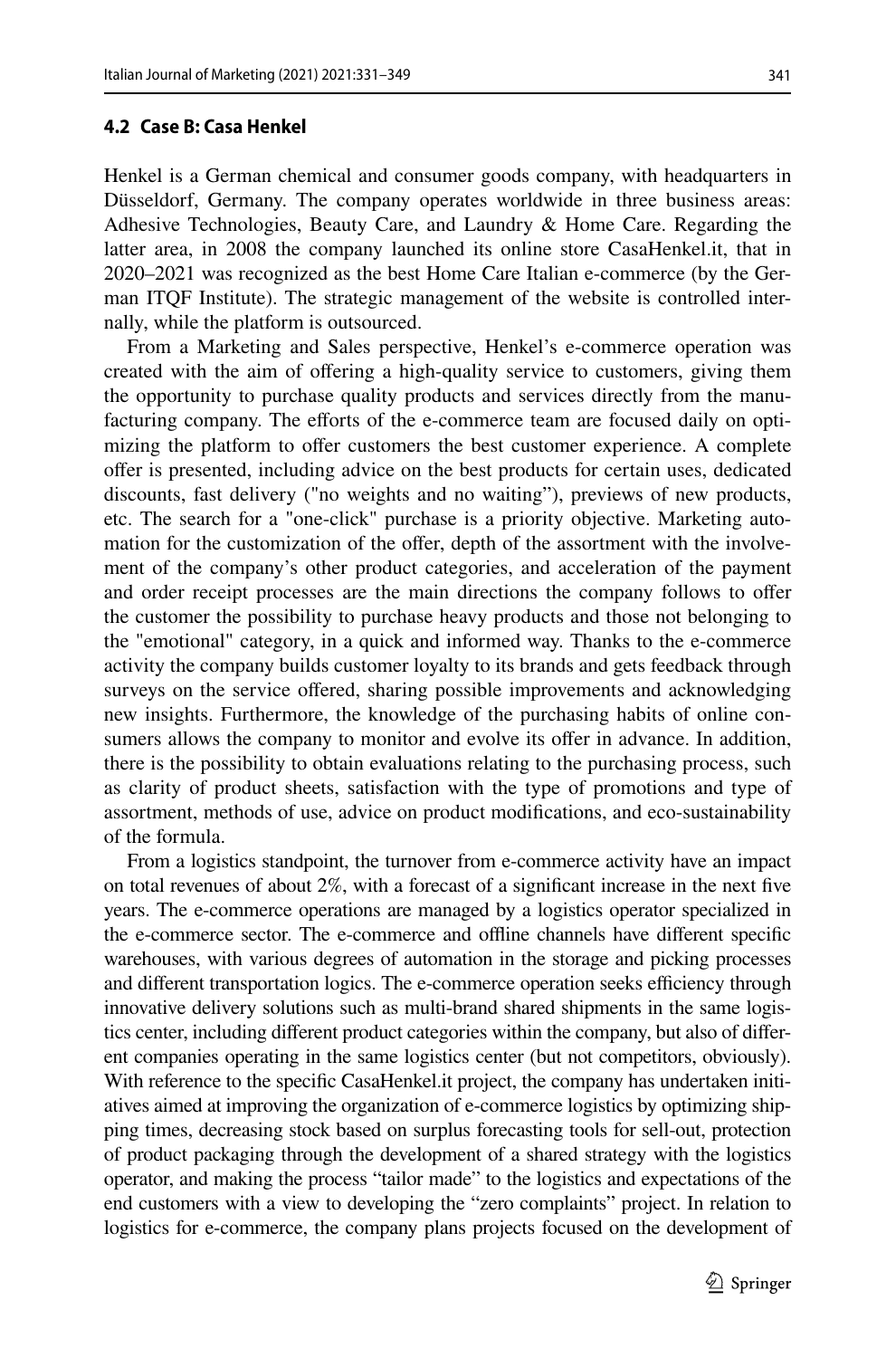### 4.2 Case B: Casa Henkel

Henkel is a German chemical and consumer goods company, with headquarters in Düsseldorf, Germany. The company operates worldwide in three business areas: Adhesive Technologies, Beauty Care, and Laundry & Home Care. Regarding the latter area, in 2008 the company launched its online store CasaHenkel.it, that in 2020–2021 was recognized as the best Home Care Italian e-commerce (by the German ITQF Institute). The strategic management of the website is controlled internally, while the platform is outsourced.

From a Marketing and Sales perspective, Henkel's e-commerce operation was created with the aim of offering a high-quality service to customers, giving them the opportunity to purchase quality products and services directly from the manufacturing company. The efforts of the e-commerce team are focused daily on optimizing the platform to offer customers the best customer experience. A complete offer is presented, including advice on the best products for certain uses, dedicated discounts, fast delivery ("no weights and no waiting"), previews of new products, etc. The search for a "one-click" purchase is a priority objective. Marketing automation for the customization of the offer, depth of the assortment with the involvement of the company's other product categories, and acceleration of the payment and order receipt processes are the main directions the company follows to offer the customer the possibility to purchase heavy products and those not belonging to the "emotional" category, in a quick and informed way. Thanks to the e-commerce activity the company builds customer loyalty to its brands and gets feedback through surveys on the service offered, sharing possible improvements and acknowledging new insights. Furthermore, the knowledge of the purchasing habits of online consumers allows the company to monitor and evolve its offer in advance. In addition, there is the possibility to obtain evaluations relating to the purchasing process, such as clarity of product sheets, satisfaction with the type of promotions and type of assortment, methods of use, advice on product modifications, and eco-sustainability of the formula.

From a logistics standpoint, the turnover from e-commerce activity have an impact on total revenues of about 2%, with a forecast of a significant increase in the next five years. The e-commerce operations are managed by a logistics operator specialized in the e-commerce sector. The e-commerce and offline channels have different specific warehouses, with various degrees of automation in the storage and picking processes and different transportation logics. The e-commerce operation seeks efficiency through innovative delivery solutions such as multi-brand shared shipments in the same logistics center, including different product categories within the company, but also of different companies operating in the same logistics center (but not competitors, obviously). With reference to the specific CasaHenkel.it project, the company has undertaken initiatives aimed at improving the organization of e-commerce logistics by optimizing shipping times, decreasing stock based on surplus forecasting tools for sell-out, protection of product packaging through the development of a shared strategy with the logistics operator, and making the process "tailor made" to the logistics and expectations of the end customers with a view to developing the "zero complaints" project. In relation to logistics for e-commerce, the company plans projects focused on the development of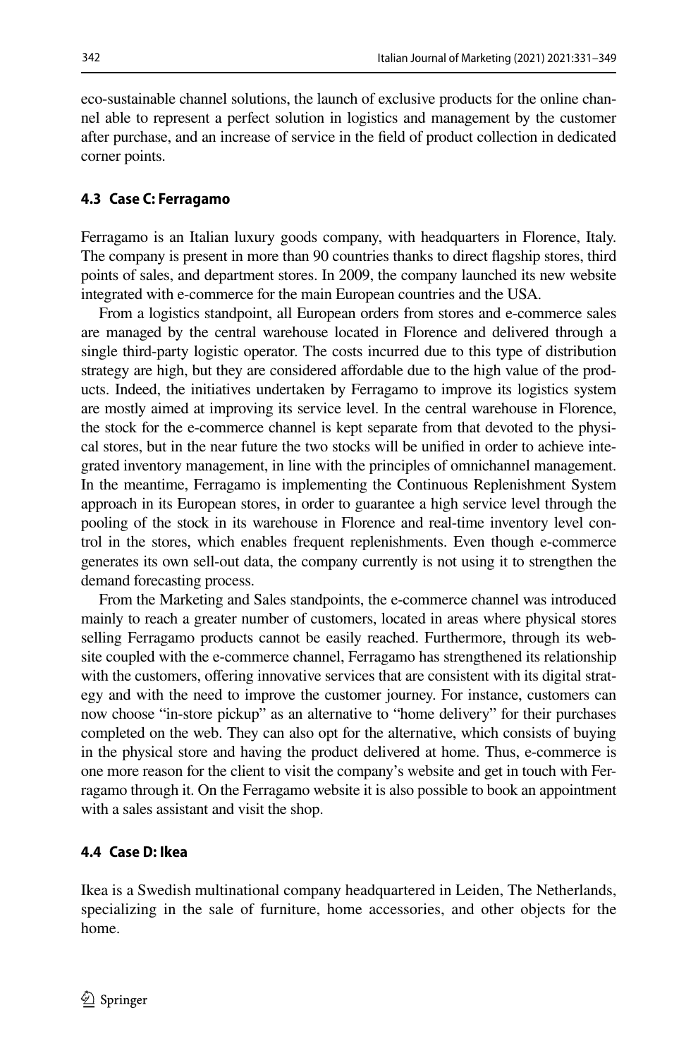eco-sustainable channel solutions, the launch of exclusive products for the online channel able to represent a perfect solution in logistics and management by the customer after purchase, and an increase of service in the field of product collection in dedicated corner points.

### 4.3 Case C: Ferragamo

Ferragamo is an Italian luxury goods company, with headquarters in Florence, Italy. The company is present in more than 90 countries thanks to direct flagship stores, third points of sales, and department stores. In 2009, the company launched its new website integrated with e-commerce for the main European countries and the USA.

From a logistics standpoint, all European orders from stores and e-commerce sales are managed by the central warehouse located in Florence and delivered through a single third-party logistic operator. The costs incurred due to this type of distribution strategy are high, but they are considered affordable due to the high value of the products. Indeed, the initiatives undertaken by Ferragamo to improve its logistics system are mostly aimed at improving its service level. In the central warehouse in Florence, the stock for the e-commerce channel is kept separate from that devoted to the physical stores, but in the near future the two stocks will be unified in order to achieve integrated inventory management, in line with the principles of omnichannel management. In the meantime, Ferragamo is implementing the Continuous Replenishment System approach in its European stores, in order to guarantee a high service level through the pooling of the stock in its warehouse in Florence and real-time inventory level control in the stores, which enables frequent replenishments. Even though e-commerce generates its own sell-out data, the company currently is not using it to strengthen the demand forecasting process.

From the Marketing and Sales standpoints, the e-commerce channel was introduced mainly to reach a greater number of customers, located in areas where physical stores selling Ferragamo products cannot be easily reached. Furthermore, through its website coupled with the e-commerce channel, Ferragamo has strengthened its relationship with the customers, offering innovative services that are consistent with its digital strategy and with the need to improve the customer journey. For instance, customers can now choose "in-store pickup" as an alternative to "home delivery" for their purchases completed on the web. They can also opt for the alternative, which consists of buying in the physical store and having the product delivered at home. Thus, e-commerce is one more reason for the client to visit the company's website and get in touch with Ferragamo through it. On the Ferragamo website it is also possible to book an appointment with a sales assistant and visit the shop.

### 4.4 Case D: Ikea

Ikea is a Swedish multinational company headquartered in Leiden, The Netherlands, specializing in the sale of furniture, home accessories, and other objects for the home.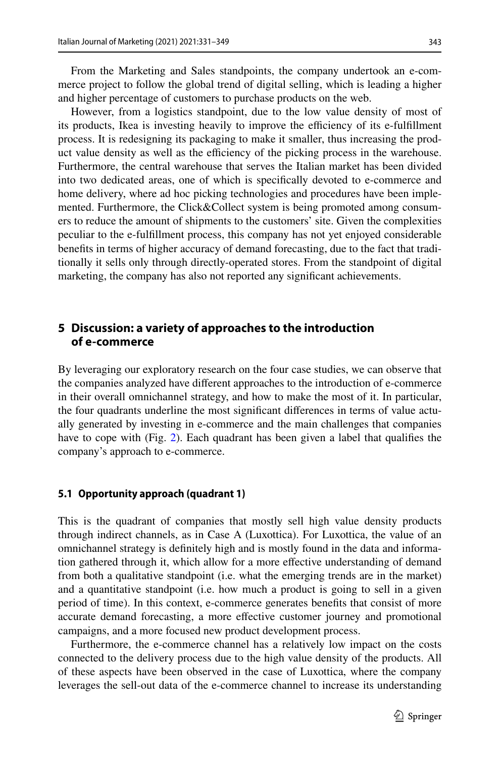From the Marketing and Sales standpoints, the company undertook an e-commerce project to follow the global trend of digital selling, which is leading a higher and higher percentage of customers to purchase products on the web.

However, from a logistics standpoint, due to the low value density of most of its products, Ikea is investing heavily to improve the efficiency of its e-fulfillment process. It is redesigning its packaging to make it smaller, thus increasing the product value density as well as the efficiency of the picking process in the warehouse. Furthermore, the central warehouse that serves the Italian market has been divided into two dedicated areas, one of which is specifically devoted to e-commerce and home delivery, where ad hoc picking technologies and procedures have been implemented. Furthermore, the Click&Collect system is being promoted among consumers to reduce the amount of shipments to the customers' site. Given the complexities peculiar to the e-fulfillment process, this company has not yet enjoyed considerable benefits in terms of higher accuracy of demand forecasting, due to the fact that traditionally it sells only through directly-operated stores. From the standpoint of digital marketing, the company has also not reported any significant achievements.

## 5 Discussion: a variety of approaches to the introduction of e-commerce

By leveraging our exploratory research on the four case studies, we can observe that the companies analyzed have different approaches to the introduction of e-commerce in their overall omnichannel strategy, and how to make the most of it. In particular, the four quadrants underline the most significant differences in terms of value actually generated by investing in e-commerce and the main challenges that companies have to cope with (Fig. 2). Each quadrant has been given a label that qualifies the company's approach to e-commerce.

### 5.1 Opportunity approach (quadrant 1)

This is the quadrant of companies that mostly sell high value density products through indirect channels, as in Case A (Luxottica). For Luxottica, the value of an omnichannel strategy is definitely high and is mostly found in the data and information gathered through it, which allow for a more effective understanding of demand from both a qualitative standpoint (i.e. what the emerging trends are in the market) and a quantitative standpoint (i.e. how much a product is going to sell in a given period of time). In this context, e-commerce generates benefits that consist of more accurate demand forecasting, a more effective customer journey and promotional campaigns, and a more focused new product development process.

Furthermore, the e-commerce channel has a relatively low impact on the costs connected to the delivery process due to the high value density of the products. All of these aspects have been observed in the case of Luxottica, where the company leverages the sell-out data of the e-commerce channel to increase its understanding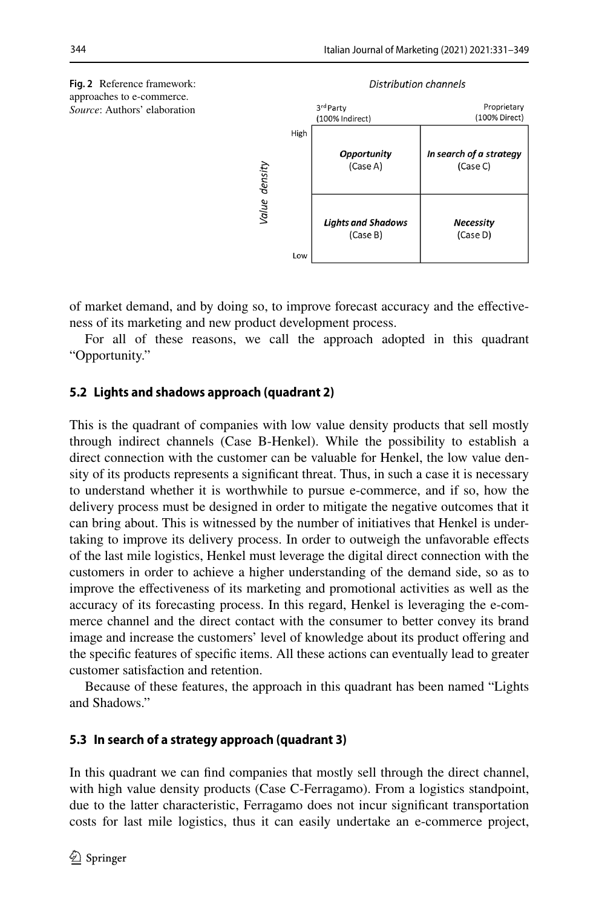**Fig. 2** Reference framework: approaches to e-commerce. *Source*: Authors' elaboration

| | | Distribution channels | |
|---|---|---|---|
| | | 3rd Party (100% Indirect) | Proprietary (100% Direct) |
| Value density | High | ***Opportunity*** (Case A) | ***In search of a strategy*** (Case C) |
| | Low | ***Lights and Shadows*** (Case B) | ***Necessity*** (Case D) |

of market demand, and by doing so, to improve forecast accuracy and the effectiveness of its marketing and new product development process.

For all of these reasons, we call the approach adopted in this quadrant "Opportunity."

### 5.2 Lights and shadows approach (quadrant 2)

This is the quadrant of companies with low value density products that sell mostly through indirect channels (Case B-Henkel). While the possibility to establish a direct connection with the customer can be valuable for Henkel, the low value density of its products represents a significant threat. Thus, in such a case it is necessary to understand whether it is worthwhile to pursue e-commerce, and if so, how the delivery process must be designed in order to mitigate the negative outcomes that it can bring about. This is witnessed by the number of initiatives that Henkel is undertaking to improve its delivery process. In order to outweigh the unfavorable effects of the last mile logistics, Henkel must leverage the digital direct connection with the customers in order to achieve a higher understanding of the demand side, so as to improve the effectiveness of its marketing and promotional activities as well as the accuracy of its forecasting process. In this regard, Henkel is leveraging the e-commerce channel and the direct contact with the consumer to better convey its brand image and increase the customers' level of knowledge about its product offering and the specific features of specific items. All these actions can eventually lead to greater customer satisfaction and retention.

Because of these features, the approach in this quadrant has been named "Lights and Shadows."

### 5.3 In search of a strategy approach (quadrant 3)

In this quadrant we can find companies that mostly sell through the direct channel, with high value density products (Case C-Ferragamo). From a logistics standpoint, due to the latter characteristic, Ferragamo does not incur significant transportation costs for last mile logistics, thus it can easily undertake an e-commerce project,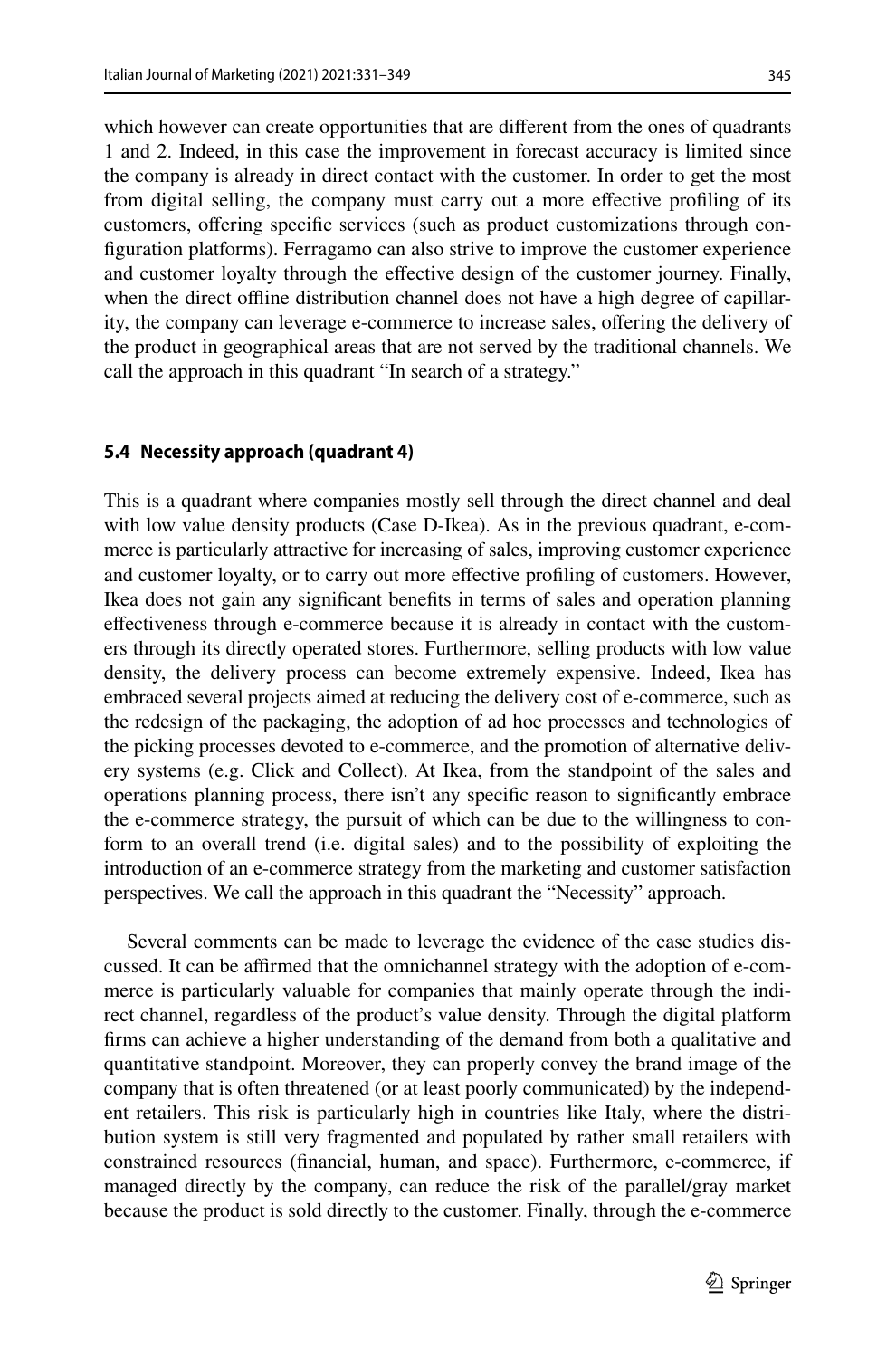which however can create opportunities that are different from the ones of quadrants 1 and 2. Indeed, in this case the improvement in forecast accuracy is limited since the company is already in direct contact with the customer. In order to get the most from digital selling, the company must carry out a more effective profiling of its customers, offering specific services (such as product customizations through configuration platforms). Ferragamo can also strive to improve the customer experience and customer loyalty through the effective design of the customer journey. Finally, when the direct offline distribution channel does not have a high degree of capillarity, the company can leverage e-commerce to increase sales, offering the delivery of the product in geographical areas that are not served by the traditional channels. We call the approach in this quadrant "In search of a strategy."

### 5.4 Necessity approach (quadrant 4)

This is a quadrant where companies mostly sell through the direct channel and deal with low value density products (Case D-Ikea). As in the previous quadrant, e-commerce is particularly attractive for increasing of sales, improving customer experience and customer loyalty, or to carry out more effective profiling of customers. However, Ikea does not gain any significant benefits in terms of sales and operation planning effectiveness through e-commerce because it is already in contact with the customers through its directly operated stores. Furthermore, selling products with low value density, the delivery process can become extremely expensive. Indeed, Ikea has embraced several projects aimed at reducing the delivery cost of e-commerce, such as the redesign of the packaging, the adoption of ad hoc processes and technologies of the picking processes devoted to e-commerce, and the promotion of alternative delivery systems (e.g. Click and Collect). At Ikea, from the standpoint of the sales and operations planning process, there isn't any specific reason to significantly embrace the e-commerce strategy, the pursuit of which can be due to the willingness to conform to an overall trend (i.e. digital sales) and to the possibility of exploiting the introduction of an e-commerce strategy from the marketing and customer satisfaction perspectives. We call the approach in this quadrant the "Necessity" approach.

Several comments can be made to leverage the evidence of the case studies discussed. It can be affirmed that the omnichannel strategy with the adoption of e-commerce is particularly valuable for companies that mainly operate through the indirect channel, regardless of the product's value density. Through the digital platform firms can achieve a higher understanding of the demand from both a qualitative and quantitative standpoint. Moreover, they can properly convey the brand image of the company that is often threatened (or at least poorly communicated) by the independent retailers. This risk is particularly high in countries like Italy, where the distribution system is still very fragmented and populated by rather small retailers with constrained resources (financial, human, and space). Furthermore, e-commerce, if managed directly by the company, can reduce the risk of the parallel/gray market because the product is sold directly to the customer. Finally, through the e-commerce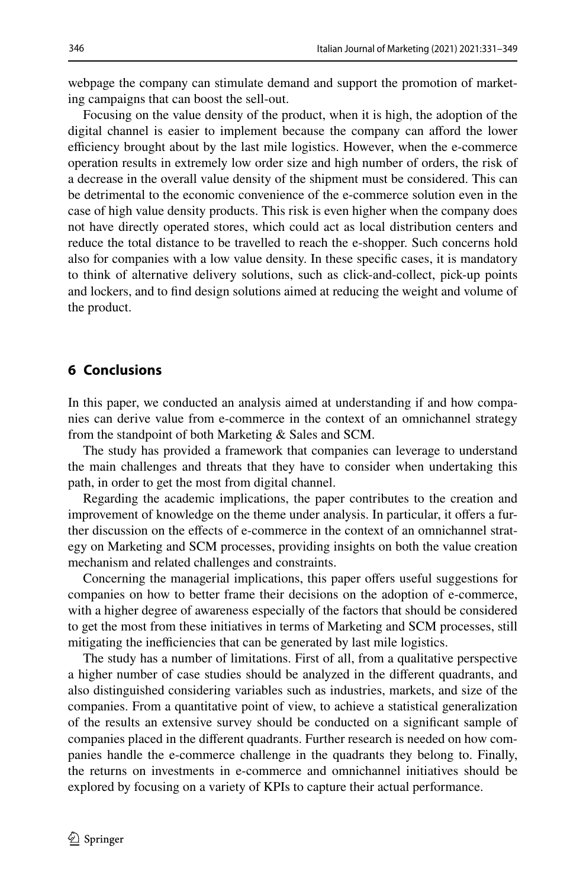webpage the company can stimulate demand and support the promotion of marketing campaigns that can boost the sell-out.

Focusing on the value density of the product, when it is high, the adoption of the digital channel is easier to implement because the company can afford the lower efficiency brought about by the last mile logistics. However, when the e-commerce operation results in extremely low order size and high number of orders, the risk of a decrease in the overall value density of the shipment must be considered. This can be detrimental to the economic convenience of the e-commerce solution even in the case of high value density products. This risk is even higher when the company does not have directly operated stores, which could act as local distribution centers and reduce the total distance to be travelled to reach the e-shopper. Such concerns hold also for companies with a low value density. In these specific cases, it is mandatory to think of alternative delivery solutions, such as click-and-collect, pick-up points and lockers, and to find design solutions aimed at reducing the weight and volume of the product.

## 6 Conclusions

In this paper, we conducted an analysis aimed at understanding if and how companies can derive value from e-commerce in the context of an omnichannel strategy from the standpoint of both Marketing & Sales and SCM.

The study has provided a framework that companies can leverage to understand the main challenges and threats that they have to consider when undertaking this path, in order to get the most from digital channel.

Regarding the academic implications, the paper contributes to the creation and improvement of knowledge on the theme under analysis. In particular, it offers a further discussion on the effects of e-commerce in the context of an omnichannel strategy on Marketing and SCM processes, providing insights on both the value creation mechanism and related challenges and constraints.

Concerning the managerial implications, this paper offers useful suggestions for companies on how to better frame their decisions on the adoption of e-commerce, with a higher degree of awareness especially of the factors that should be considered to get the most from these initiatives in terms of Marketing and SCM processes, still mitigating the inefficiencies that can be generated by last mile logistics.

The study has a number of limitations. First of all, from a qualitative perspective a higher number of case studies should be analyzed in the different quadrants, and also distinguished considering variables such as industries, markets, and size of the companies. From a quantitative point of view, to achieve a statistical generalization of the results an extensive survey should be conducted on a significant sample of companies placed in the different quadrants. Further research is needed on how companies handle the e-commerce challenge in the quadrants they belong to. Finally, the returns on investments in e-commerce and omnichannel initiatives should be explored by focusing on a variety of KPIs to capture their actual performance.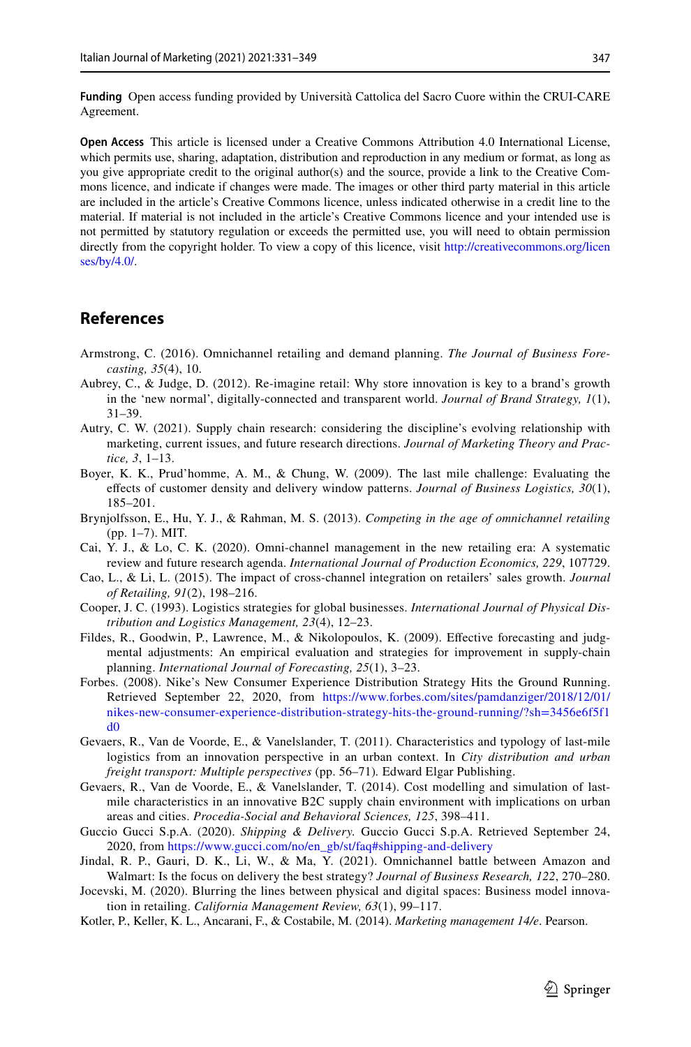**Funding** Open access funding provided by Università Cattolica del Sacro Cuore within the CRUI-CARE Agreement.

**Open Access** This article is licensed under a Creative Commons Attribution 4.0 International License, which permits use, sharing, adaptation, distribution and reproduction in any medium or format, as long as you give appropriate credit to the original author(s) and the source, provide a link to the Creative Commons licence, and indicate if changes were made. The images or other third party material in this article are included in the article's Creative Commons licence, unless indicated otherwise in a credit line to the material. If material is not included in the article's Creative Commons licence and your intended use is not permitted by statutory regulation or exceeds the permitted use, you will need to obtain permission directly from the copyright holder. To view a copy of this licence, visit http://creativecommons.org/licenses/by/4.0/.

## References

Armstrong, C. (2016). Omnichannel retailing and demand planning. *The Journal of Business Forecasting, 35*(4), 10.

Aubrey, C., & Judge, D. (2012). Re-imagine retail: Why store innovation is key to a brand's growth in the 'new normal', digitally-connected and transparent world. *Journal of Brand Strategy, 1*(1), 31–39.

Autry, C. W. (2021). Supply chain research: considering the discipline's evolving relationship with marketing, current issues, and future research directions. *Journal of Marketing Theory and Practice, 3*, 1–13.

Boyer, K. K., Prud'homme, A. M., & Chung, W. (2009). The last mile challenge: Evaluating the effects of customer density and delivery window patterns. *Journal of Business Logistics, 30*(1), 185–201.

Brynjolfsson, E., Hu, Y. J., & Rahman, M. S. (2013). *Competing in the age of omnichannel retailing* (pp. 1–7). MIT.

Cai, Y. J., & Lo, C. K. (2020). Omni-channel management in the new retailing era: A systematic review and future research agenda. *International Journal of Production Economics, 229*, 107729.

Cao, L., & Li, L. (2015). The impact of cross-channel integration on retailers' sales growth. *Journal of Retailing, 91*(2), 198–216.

Cooper, J. C. (1993). Logistics strategies for global businesses. *International Journal of Physical Distribution and Logistics Management, 23*(4), 12–23.

Fildes, R., Goodwin, P., Lawrence, M., & Nikolopoulos, K. (2009). Effective forecasting and judgmental adjustments: An empirical evaluation and strategies for improvement in supply-chain planning. *International Journal of Forecasting, 25*(1), 3–23.

Forbes. (2008). Nike's New Consumer Experience Distribution Strategy Hits the Ground Running. Retrieved September 22, 2020, from https://www.forbes.com/sites/pamdanziger/2018/12/01/nikes-new-consumer-experience-distribution-strategy-hits-the-ground-running/?sh=3456e6f5f1d0

Gevaers, R., Van de Voorde, E., & Vanelslander, T. (2011). Characteristics and typology of last-mile logistics from an innovation perspective in an urban context. In *City distribution and urban freight transport: Multiple perspectives* (pp. 56–71). Edward Elgar Publishing.

Gevaers, R., Van de Voorde, E., & Vanelslander, T. (2014). Cost modelling and simulation of last-mile characteristics in an innovative B2C supply chain environment with implications on urban areas and cities. *Procedia-Social and Behavioral Sciences, 125*, 398–411.

Guccio Gucci S.p.A. (2020). *Shipping & Delivery*. Guccio Gucci S.p.A. Retrieved September 24, 2020, from https://www.gucci.com/no/en_gb/st/faq#shipping-and-delivery

Jindal, R. P., Gauri, D. K., Li, W., & Ma, Y. (2021). Omnichannel battle between Amazon and Walmart: Is the focus on delivery the best strategy? *Journal of Business Research, 122*, 270–280.

Jocevski, M. (2020). Blurring the lines between physical and digital spaces: Business model innovation in retailing. *California Management Review, 63*(1), 99–117.

Kotler, P., Keller, K. L., Ancarani, F., & Costabile, M. (2014). *Marketing management 14/e*. Pearson.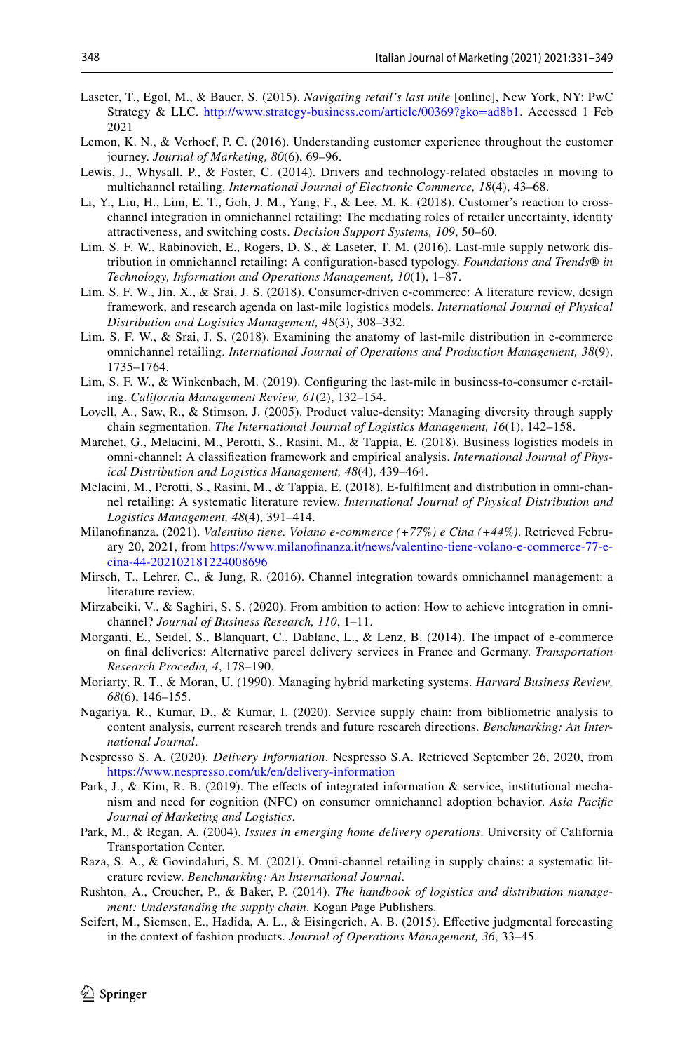Laseter, T., Egol, M., & Bauer, S. (2015). *Navigating retail's last mile* [online], New York, NY: PwC Strategy & LLC. http://www.strategy-business.com/article/00369?gko=ad8b1. Accessed 1 Feb 2021

Lemon, K. N., & Verhoef, P. C. (2016). Understanding customer experience throughout the customer journey. *Journal of Marketing, 80*(6), 69–96.

Lewis, J., Whysall, P., & Foster, C. (2014). Drivers and technology-related obstacles in moving to multichannel retailing. *International Journal of Electronic Commerce, 18*(4), 43–68.

Li, Y., Liu, H., Lim, E. T., Goh, J. M., Yang, F., & Lee, M. K. (2018). Customer's reaction to cross-channel integration in omnichannel retailing: The mediating roles of retailer uncertainty, identity attractiveness, and switching costs. *Decision Support Systems, 109*, 50–60.

Lim, S. F. W., Rabinovich, E., Rogers, D. S., & Laseter, T. M. (2016). Last-mile supply network distribution in omnichannel retailing: A configuration-based typology. *Foundations and Trends® in Technology, Information and Operations Management, 10*(1), 1–87.

Lim, S. F. W., Jin, X., & Srai, J. S. (2018). Consumer-driven e-commerce: A literature review, design framework, and research agenda on last-mile logistics models. *International Journal of Physical Distribution and Logistics Management, 48*(3), 308–332.

Lim, S. F. W., & Srai, J. S. (2018). Examining the anatomy of last-mile distribution in e-commerce omnichannel retailing. *International Journal of Operations and Production Management, 38*(9), 1735–1764.

Lim, S. F. W., & Winkenbach, M. (2019). Configuring the last-mile in business-to-consumer e-retailing. *California Management Review, 61*(2), 132–154.

Lovell, A., Saw, R., & Stimson, J. (2005). Product value-density: Managing diversity through supply chain segmentation. *The International Journal of Logistics Management, 16*(1), 142–158.

Marchet, G., Melacini, M., Perotti, S., Rasini, M., & Tappia, E. (2018). Business logistics models in omni-channel: A classification framework and empirical analysis. *International Journal of Physical Distribution and Logistics Management, 48*(4), 439–464.

Melacini, M., Perotti, S., Rasini, M., & Tappia, E. (2018). E-fulfilment and distribution in omni-channel retailing: A systematic literature review. *International Journal of Physical Distribution and Logistics Management, 48*(4), 391–414.

Milanofinanza. (2021). *Valentino tiene. Volano e-commerce (+77%) e Cina (+44%)*. Retrieved February 20, 2021, from https://www.milanofinanza.it/news/valentino-tiene-volano-e-commerce-77-e-cina-44-202102181224008696

Mirsch, T., Lehrer, C., & Jung, R. (2016). Channel integration towards omnichannel management: a literature review.

Mirzabeiki, V., & Saghiri, S. S. (2020). From ambition to action: How to achieve integration in omnichannel? *Journal of Business Research, 110*, 1–11.

Morganti, E., Seidel, S., Blanquart, C., Dablanc, L., & Lenz, B. (2014). The impact of e-commerce on final deliveries: Alternative parcel delivery services in France and Germany. *Transportation Research Procedia, 4*, 178–190.

Moriarty, R. T., & Moran, U. (1990). Managing hybrid marketing systems. *Harvard Business Review, 68*(6), 146–155.

Nagariya, R., Kumar, D., & Kumar, I. (2020). Service supply chain: from bibliometric analysis to content analysis, current research trends and future research directions. *Benchmarking: An International Journal*.

Nespresso S. A. (2020). *Delivery Information*. Nespresso S.A. Retrieved September 26, 2020, from https://www.nespresso.com/uk/en/delivery-information

Park, J., & Kim, R. B. (2019). The effects of integrated information & service, institutional mechanism and need for cognition (NFC) on consumer omnichannel adoption behavior. *Asia Pacific Journal of Marketing and Logistics*.

Park, M., & Regan, A. (2004). *Issues in emerging home delivery operations*. University of California Transportation Center.

Raza, S. A., & Govindaluri, S. M. (2021). Omni-channel retailing in supply chains: a systematic literature review. *Benchmarking: An International Journal*.

Rushton, A., Croucher, P., & Baker, P. (2014). *The handbook of logistics and distribution management: Understanding the supply chain*. Kogan Page Publishers.

Seifert, M., Siemsen, E., Hadida, A. L., & Eisingerich, A. B. (2015). Effective judgmental forecasting in the context of fashion products. *Journal of Operations Management, 36*, 33–45.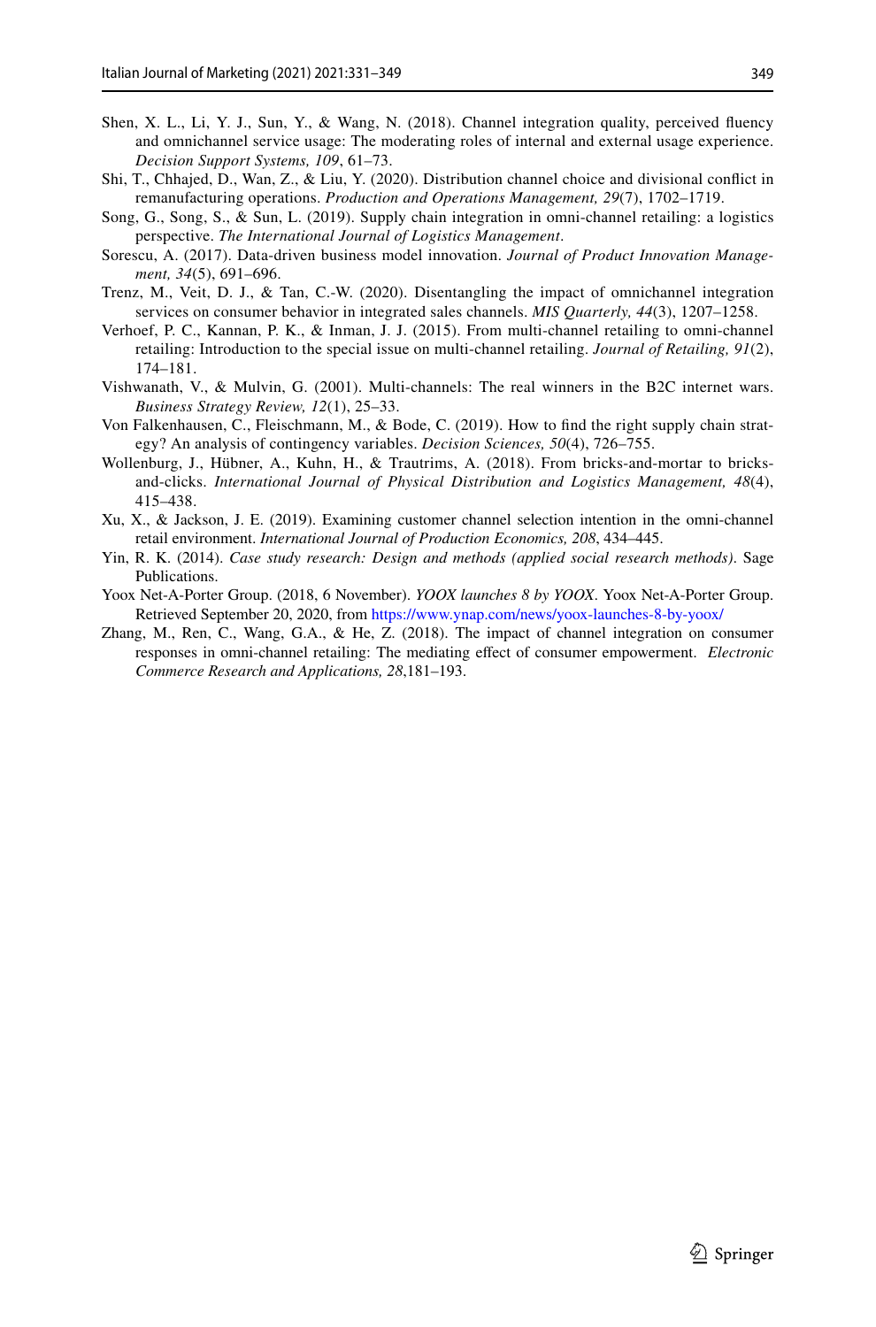Shen, X. L., Li, Y. J., Sun, Y., & Wang, N. (2018). Channel integration quality, perceived fluency and omnichannel service usage: The moderating roles of internal and external usage experience. *Decision Support Systems, 109*, 61–73.

Shi, T., Chhajed, D., Wan, Z., & Liu, Y. (2020). Distribution channel choice and divisional conflict in remanufacturing operations. *Production and Operations Management, 29*(7), 1702–1719.

Song, G., Song, S., & Sun, L. (2019). Supply chain integration in omni-channel retailing: a logistics perspective. *The International Journal of Logistics Management*.

Sorescu, A. (2017). Data-driven business model innovation. *Journal of Product Innovation Management, 34*(5), 691–696.

Trenz, M., Veit, D. J., & Tan, C.-W. (2020). Disentangling the impact of omnichannel integration services on consumer behavior in integrated sales channels. *MIS Quarterly, 44*(3), 1207–1258.

Verhoef, P. C., Kannan, P. K., & Inman, J. J. (2015). From multi-channel retailing to omni-channel retailing: Introduction to the special issue on multi-channel retailing. *Journal of Retailing, 91*(2), 174–181.

Vishwanath, V., & Mulvin, G. (2001). Multi-channels: The real winners in the B2C internet wars. *Business Strategy Review, 12*(1), 25–33.

Von Falkenhausen, C., Fleischmann, M., & Bode, C. (2019). How to find the right supply chain strategy? An analysis of contingency variables. *Decision Sciences, 50*(4), 726–755.

Wollenburg, J., Hübner, A., Kuhn, H., & Trautrims, A. (2018). From bricks-and-mortar to bricks-and-clicks. *International Journal of Physical Distribution and Logistics Management, 48*(4), 415–438.

Xu, X., & Jackson, J. E. (2019). Examining customer channel selection intention in the omni-channel retail environment. *International Journal of Production Economics, 208*, 434–445.

Yin, R. K. (2014). *Case study research: Design and methods (applied social research methods)*. Sage Publications.

Yoox Net-A-Porter Group. (2018, 6 November). *YOOX launches 8 by YOOX*. Yoox Net-A-Porter Group. Retrieved September 20, 2020, from https://www.ynap.com/news/yoox-launches-8-by-yoox/

Zhang, M., Ren, C., Wang, G.A., & He, Z. (2018). The impact of channel integration on consumer responses in omni-channel retailing: The mediating effect of consumer empowerment. *Electronic Commerce Research and Applications, 28*,181–193.